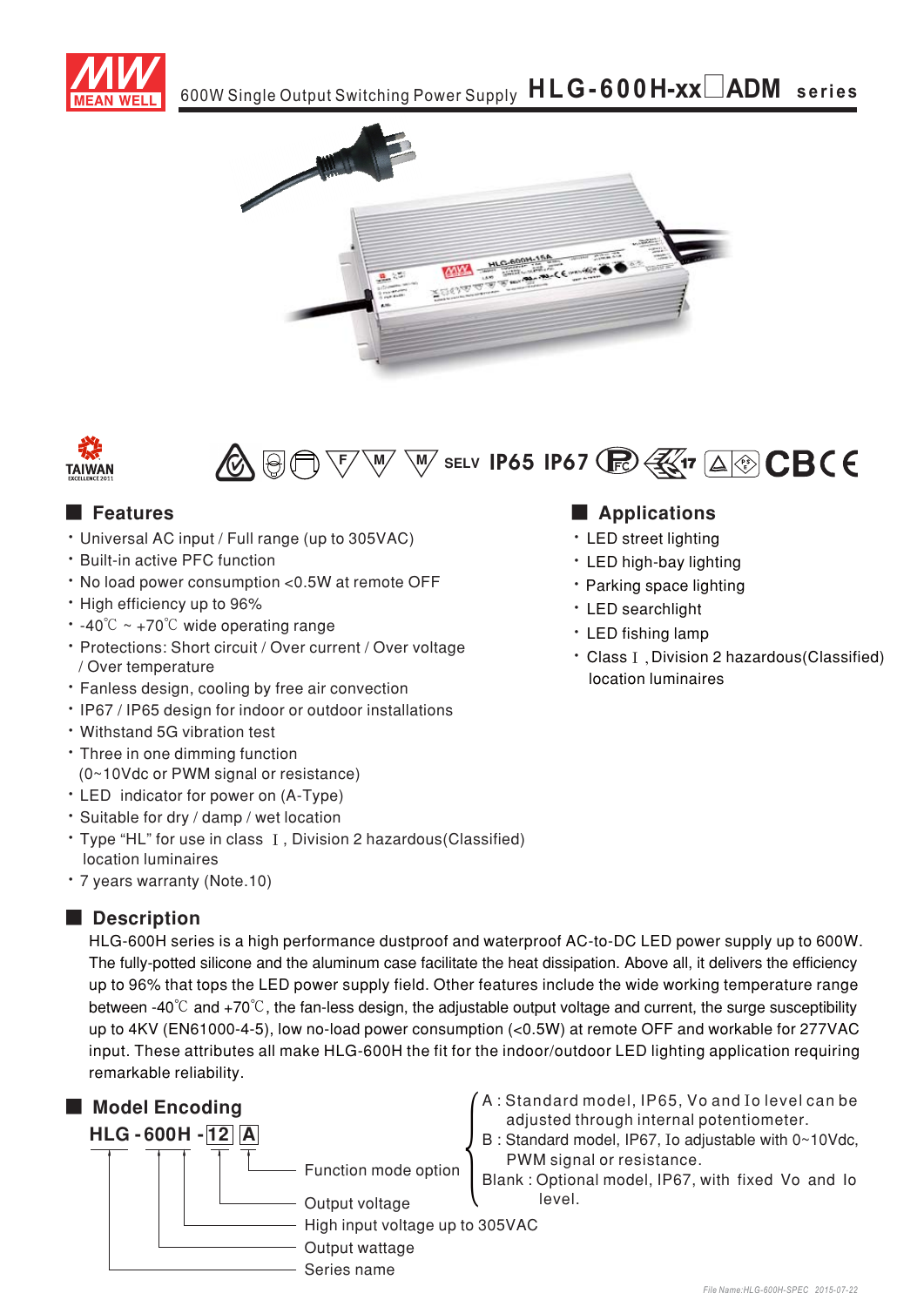# 600W Single Output Switching Power Supply HLG-600H-xx□ADM series

SELV IP65 IP67

## Features

- Universal AC input / Full range (up to 305VAC)
- Built-in active PFC function
- No load power consumption <0.5W at remote OFF
- High efficiency up to 96%
- -40℃ ~ +70℃ wide operating range
- Protections: Short circuit / Over current / Over voltage / Over temperature
- Fanless design, cooling by free air convection
- IP67 / IP65 design for indoor or outdoor installations
- Withstand 5G vibration test
- Three in one dimming function (0~10Vdc or PWM signal or resistance)
- LED indicator for power on (A-Type)
- Suitable for dry / damp / wet location
- Type "HL" for use in class Ⅰ, Division 2 hazardous(Classified) location luminaires
- 7 years warranty (Note.10)

## Applications

- LED street lighting
- LED high-bay lighting
- Parking space lighting
- LED searchlight
- LED fishing lamp
- Class Ⅰ, Division 2 hazardous(Classified) location luminaires

## Description

HLG-600H series is a high performance dustproof and waterproof AC-to-DC LED power supply up to 600W. The fully-potted silicone and the aluminum case facilitate the heat dissipation. Above all, it delivers the efficiency up to 96% that tops the LED power supply field. Other features include the wide working temperature range between -40℃ and +70℃, the fan-less design, the adjustable output voltage and current, the surge susceptibility up to 4KV (EN61000-4-5), low no-load power consumption (<0.5W) at remote OFF and workable for 277VAC input. These attributes all make HLG-600H the fit for the indoor/outdoor LED lighting application requiring remarkable reliability.

## Model Encoding

**HLG - 600H - 12 A**

- A — Function mode option:
  - A : Standard model, IP65, Vo and Io level can be adjusted through internal potentiometer.
  - B : Standard model, IP67, Io adjustable with 0~10Vdc, PWM signal or resistance.
  - Blank : Optional model, IP67, with fixed Vo and Io level.
- 12 — Output voltage
- H — High input voltage up to 305VAC
- 600 — Output wattage
- HLG — Series name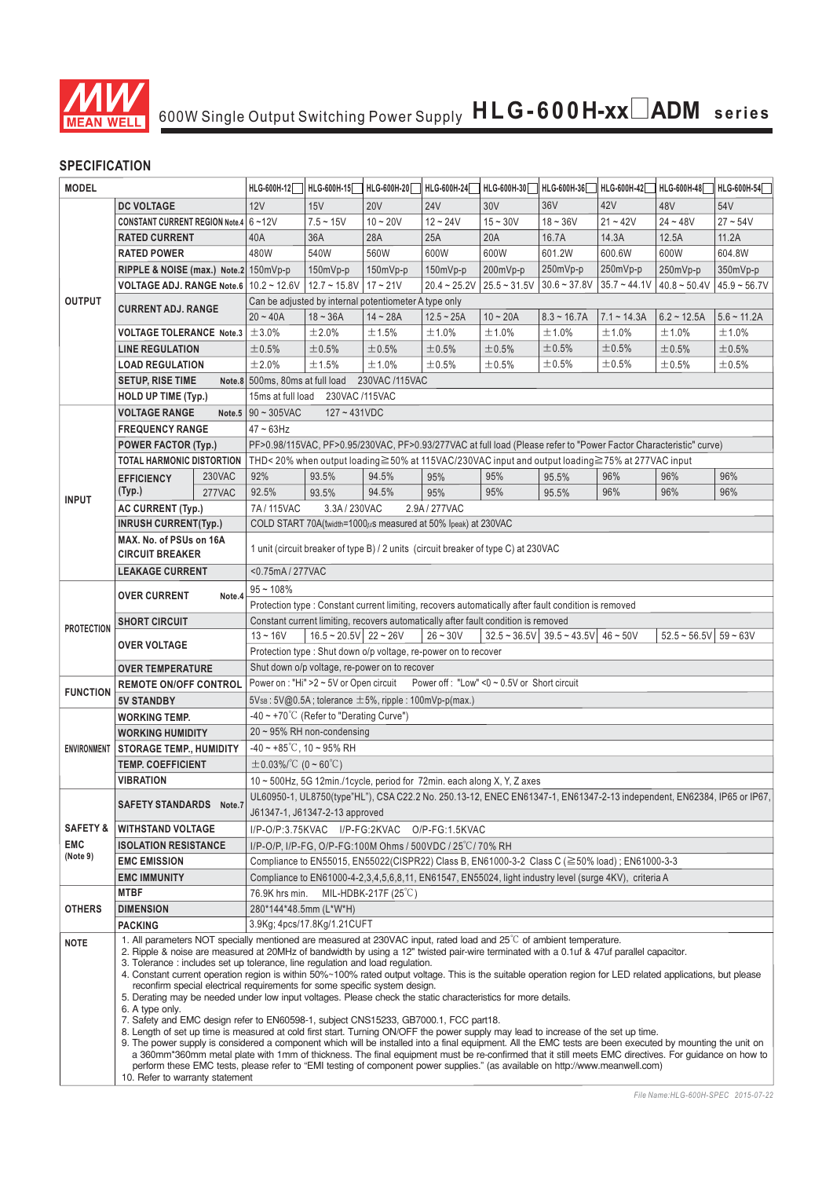600W Single Output Switching Power Supply **HLG-600H-xx□ADM series**

## SPECIFICATION

| MODEL | | | HLG-600H-12□ | HLG-600H-15□ | HLG-600H-20□ | HLG-600H-24□ | HLG-600H-30□ | HLG-600H-36□ | HLG-600H-42□ | HLG-600H-48□ | HLG-600H-54□ |
|---|---|---|---|---|---|---|---|---|---|---|---|
| OUTPUT | DC VOLTAGE | | 12V | 15V | 20V | 24V | 30V | 36V | 42V | 48V | 54V |
| | CONSTANT CURRENT REGION Note.4 | | 6 ~ 12V | 7.5 ~ 15V | 10 ~ 20V | 12 ~ 24V | 15 ~ 30V | 18 ~ 36V | 21 ~ 42V | 24 ~ 48V | 27 ~ 54V |
| | RATED CURRENT | | 40A | 36A | 28A | 25A | 20A | 16.7A | 14.3A | 12.5A | 11.2A |
| | RATED POWER | | 480W | 540W | 560W | 600W | 600W | 601.2W | 600.6W | 600W | 604.8W |
| | RIPPLE & NOISE (max.) Note.2 | | 150mVp-p | 150mVp-p | 150mVp-p | 150mVp-p | 200mVp-p | 250mVp-p | 250mVp-p | 250mVp-p | 350mVp-p |
| | VOLTAGE ADJ. RANGE Note.6 | | 10.2 ~ 12.6V | 12.7 ~ 15.8V | 17 ~ 21V | 20.4 ~ 25.2V | 25.5 ~ 31.5V | 30.6 ~ 37.8V | 35.7 ~ 44.1V | 40.8 ~ 50.4V | 45.9 ~ 56.7V |
| | CURRENT ADJ. RANGE | | Can be adjusted by internal potentiometer A type only | | | | | | | | |
| | | | 20 ~ 40A | 18 ~ 36A | 14 ~ 28A | 12.5 ~ 25A | 10 ~ 20A | 8.3 ~ 16.7A | 7.1 ~ 14.3A | 6.2 ~ 12.5A | 5.6 ~ 11.2A |
| | VOLTAGE TOLERANCE Note.3 | | ±3.0% | ±2.0% | ±1.5% | ±1.0% | ±1.0% | ±1.0% | ±1.0% | ±1.0% | ±1.0% |
| | LINE REGULATION | | ±0.5% | ±0.5% | ±0.5% | ±0.5% | ±0.5% | ±0.5% | ±0.5% | ±0.5% | ±0.5% |
| | LOAD REGULATION | | ±2.0% | ±1.5% | ±1.0% | ±0.5% | ±0.5% | ±0.5% | ±0.5% | ±0.5% | ±0.5% |
| | SETUP, RISE TIME Note.8 | | 500ms, 80ms at full load 230VAC /115VAC | | | | | | | | |
| | HOLD UP TIME (Typ.) | | 15ms at full load 230VAC /115VAC | | | | | | | | |
| INPUT | VOLTAGE RANGE Note.5 | | 90 ~ 305VAC 127 ~ 431VDC | | | | | | | | |
| | FREQUENCY RANGE | | 47 ~ 63Hz | | | | | | | | |
| | POWER FACTOR (Typ.) | | PF>0.98/115VAC, PF>0.95/230VAC, PF>0.93/277VAC at full load (Please refer to "Power Factor Characteristic" curve) | | | | | | | | |
| | TOTAL HARMONIC DISTORTION | | THD< 20% when output loading≧50% at 115VAC/230VAC input and output loading≧75% at 277VAC input | | | | | | | | |
| | EFFICIENCY (Typ.) | 230VAC | 92% | 93.5% | 94.5% | 95% | 95% | 95.5% | 96% | 96% | 96% |
| | | 277VAC | 92.5% | 93.5% | 94.5% | 95% | 95% | 95.5% | 96% | 96% | 96% |
| | AC CURRENT (Typ.) | | 7A / 115VAC 3.3A / 230VAC 2.9A / 277VAC | | | | | | | | |
| | INRUSH CURRENT(Typ.) | | COLD START 70A($t_{width}$=1000μs measured at 50% $I_{peak}$) at 230VAC | | | | | | | | |
| | MAX. No. of PSUs on 16A CIRCUIT BREAKER | | 1 unit (circuit breaker of type B) / 2 units (circuit breaker of type C) at 230VAC | | | | | | | | |
| | LEAKAGE CURRENT | | <0.75mA / 277VAC | | | | | | | | |
| PROTECTION | OVER CURRENT Note.4 | | 95 ~ 108% | | | | | | | | |
| | | | Protection type : Constant current limiting, recovers automatically after fault condition is removed | | | | | | | | |
| | SHORT CIRCUIT | | Constant current limiting, recovers automatically after fault condition is removed | | | | | | | | |
| | OVER VOLTAGE | | 13 ~ 16V | 16.5 ~ 20.5V | 22 ~ 26V | 26 ~ 30V | 32.5 ~ 36.5V | 39.5 ~ 43.5V | 46 ~ 50V | 52.5 ~ 56.5V | 59 ~ 63V |
| | | | Protection type : Shut down o/p voltage, re-power on to recover | | | | | | | | |
| | OVER TEMPERATURE | | Shut down o/p voltage, re-power on to recover | | | | | | | | |
| FUNCTION | REMOTE ON/OFF CONTROL | | Power on : "Hi" >2 ~ 5V or Open circuit Power off : "Low" <0 ~ 0.5V or Short circuit | | | | | | | | |
| | 5V STANDBY | | 5Vsb : 5V@0.5A ; tolerance ±5%, ripple : 100mVp-p(max.) | | | | | | | | |
| ENVIRONMENT | WORKING TEMP. | | -40 ~ +70℃ (Refer to "Derating Curve") | | | | | | | | |
| | WORKING HUMIDITY | | 20 ~ 95% RH non-condensing | | | | | | | | |
| | STORAGE TEMP., HUMIDITY | | -40 ~ +85℃, 10 ~ 95% RH | | | | | | | | |
| | TEMP. COEFFICIENT | | ±0.03%/℃ (0 ~ 60℃) | | | | | | | | |
| | VIBRATION | | 10 ~ 500Hz, 5G 12min./1cycle, period for 72min. each along X, Y, Z axes | | | | | | | | |
| SAFETY & EMC (Note 9) | SAFETY STANDARDS Note.7 | | UL60950-1, UL8750(type"HL"), CSA C22.2 No. 250.13-12, ENEC EN61347-1, EN61347-2-13 independent, EN62384, IP65 or IP67, J61347-1, J61347-2-13 approved | | | | | | | | |
| | WITHSTAND VOLTAGE | | I/P-O/P:3.75KVAC I/P-FG:2KVAC O/P-FG:1.5KVAC | | | | | | | | |
| | ISOLATION RESISTANCE | | I/P-O/P, I/P-FG, O/P-FG:100M Ohms / 500VDC / 25℃/ 70% RH | | | | | | | | |
| | EMC EMISSION | | Compliance to EN55015, EN55022(CISPR22) Class B, EN61000-3-2 Class C (≧50% load) ; EN61000-3-3 | | | | | | | | |
| | EMC IMMUNITY | | Compliance to EN61000-4-2,3,4,5,6,8,11, EN61547, EN55024, light industry level (surge 4KV), criteria A | | | | | | | | |
| OTHERS | MTBF | | 76.9K hrs min. MIL-HDBK-217F (25℃) | | | | | | | | |
| | DIMENSION | | 280*144*48.5mm (L*W*H) | | | | | | | | |
| | PACKING | | 3.9Kg; 4pcs/17.8Kg/1.21CUFT | | | | | | | | |

**NOTE**

1. All parameters NOT specially mentioned are measured at 230VAC input, rated load and 25℃ of ambient temperature.
2. Ripple & noise are measured at 20MHz of bandwidth by using a 12" twisted pair-wire terminated with a 0.1uf & 47uf parallel capacitor.
3. Tolerance : includes set up tolerance, line regulation and load regulation.
4. Constant current operation region is within 50%~100% rated output voltage. This is the suitable operation region for LED related applications, but please reconfirm special electrical requirements for some specific system design.
5. Derating may be needed under low input voltages. Please check the static characteristics for more details.
6. A type only.
7. Safety and EMC design refer to EN60598-1, subject CNS15233, GB7000.1, FCC part18.
8. Length of set up time is measured at cold first start. Turning ON/OFF the power supply may lead to increase of the set up time.
9. The power supply is considered a component which will be installed into a final equipment. All the EMC tests are been executed by mounting the unit on a 360mm*360mm metal plate with 1mm of thickness. The final equipment must be re-confirmed that it still meets EMC directives. For guidance on how to perform these EMC tests, please refer to "EMI testing of component power supplies." (as available on http://www.meanwell.com)
10. Refer to warranty statement

File Name:HLG-600H-SPEC 2015-07-22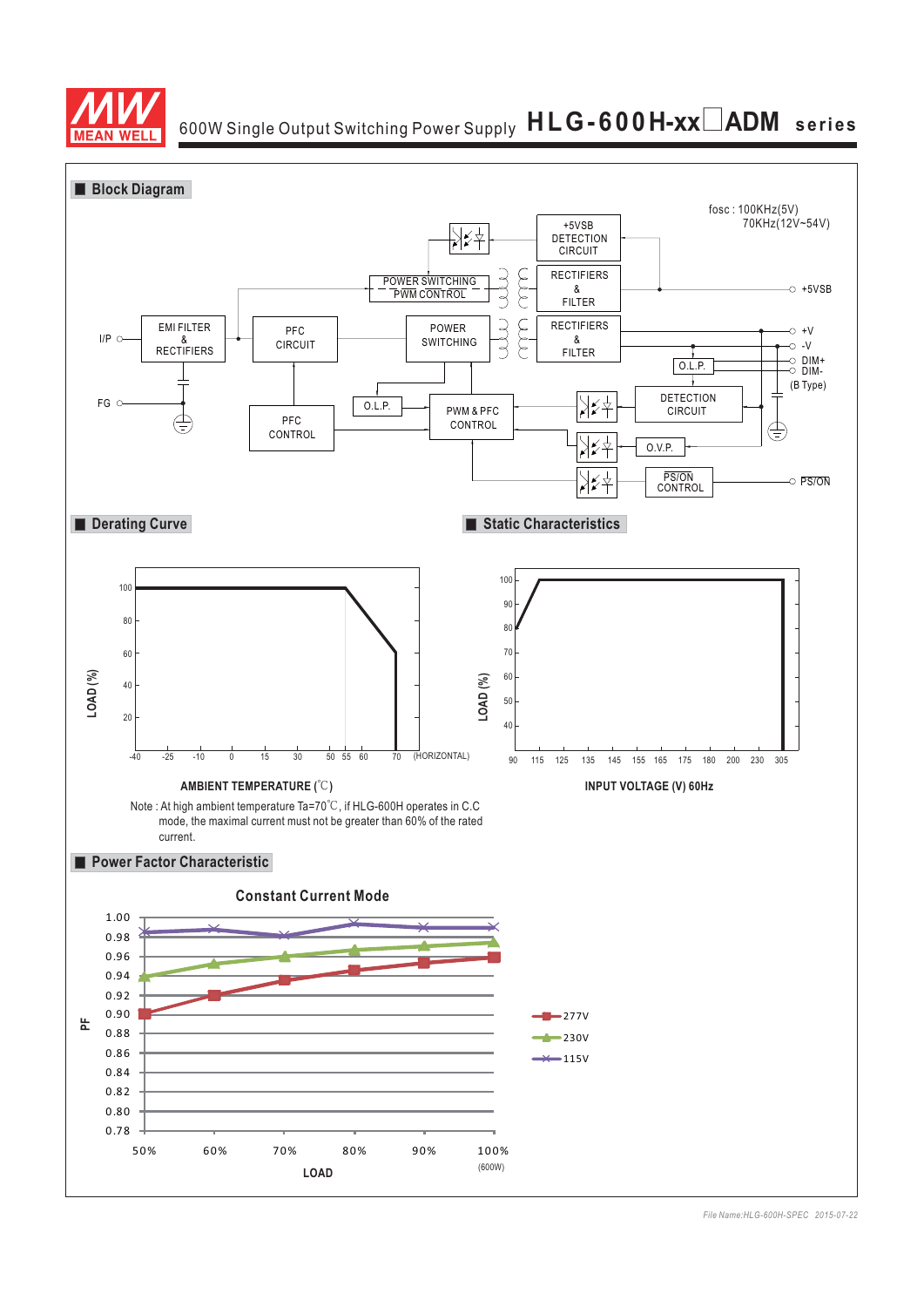# 600W Single Output Switching Power Supply HLG-600H-xx□ADM series

## Block Diagram

fosc : 100KHz(5V)
70KHz(12V~54V)

I/P, FG, EMI FILTER & RECTIFIERS, PFC CIRCUIT, PFC CONTROL, POWER SWITCHING, POWER SWITCHING PWM CONTROL, +5VSB DETECTION CIRCUIT, RECTIFIERS & FILTER, +5VSB, O.L.P., PWM & PFC CONTROL, RECTIFIERS & FILTER, +V, -V, O.L.P., DIM+, DIM- (B Type), DETECTION CIRCUIT, O.V.P., PS/ON CONTROL, PS/ON

## Derating Curve

LOAD (%)

AMBIENT TEMPERATURE (℃)

Note : At high ambient temperature Ta=70℃, if HLG-600H operates in C.C mode, the maximal current must not be greater than 60% of the rated current.

## Static Characteristics

LOAD (%)

INPUT VOLTAGE (V) 60Hz

## Power Factor Characteristic

**Constant Current Mode**

PF

LOAD

Legend: 277V, 230V, 115V

50%, 60%, 70%, 80%, 90%, 100% (600W)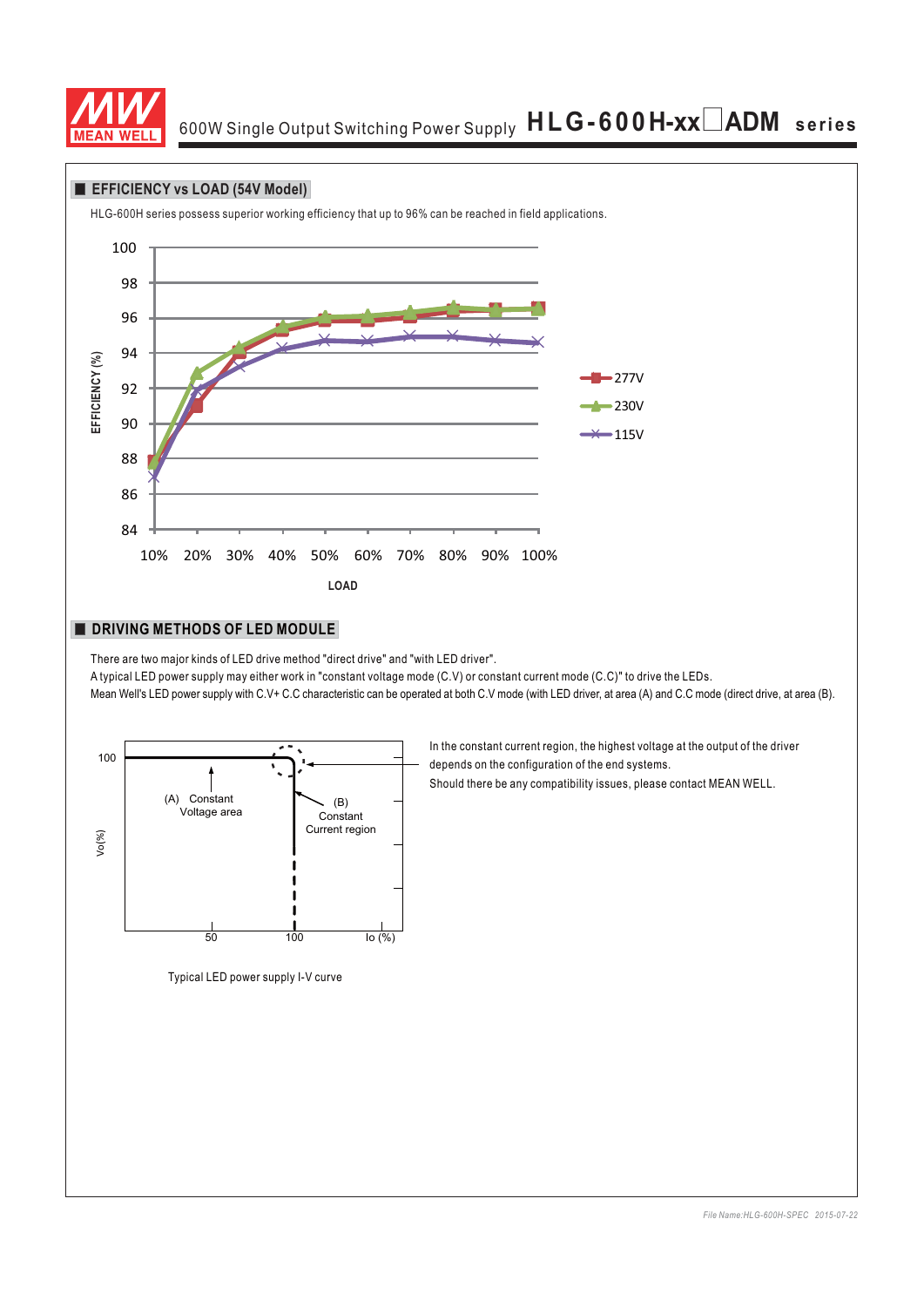## EFFICIENCY vs LOAD (54V Model)

HLG-600H series possess superior working efficiency that up to 96% can be reached in field applications.

EFFICIENCY (%)

100
98
96
94
92
90
88
86
84

10% 20% 30% 40% 50% 60% 70% 80% 90% 100%

LOAD

277V
230V
115V

## DRIVING METHODS OF LED MODULE

There are two major kinds of LED drive method "direct drive" and "with LED driver".

A typical LED power supply may either work in "constant voltage mode (C.V) or constant current mode (C.C)" to drive the LEDs.

Mean Well's LED power supply with C.V+ C.C characteristic can be operated at both C.V mode (with LED driver, at area (A) and C.C mode (direct drive, at area (B).

100

Vo(%)

(A) Constant Voltage area

(B) Constant Current region

50 100 Io (%)

Typical LED power supply I-V curve

In the constant current region, the highest voltage at the output of the driver depends on the configuration of the end systems.

Should there be any compatibility issues, please contact MEAN WELL.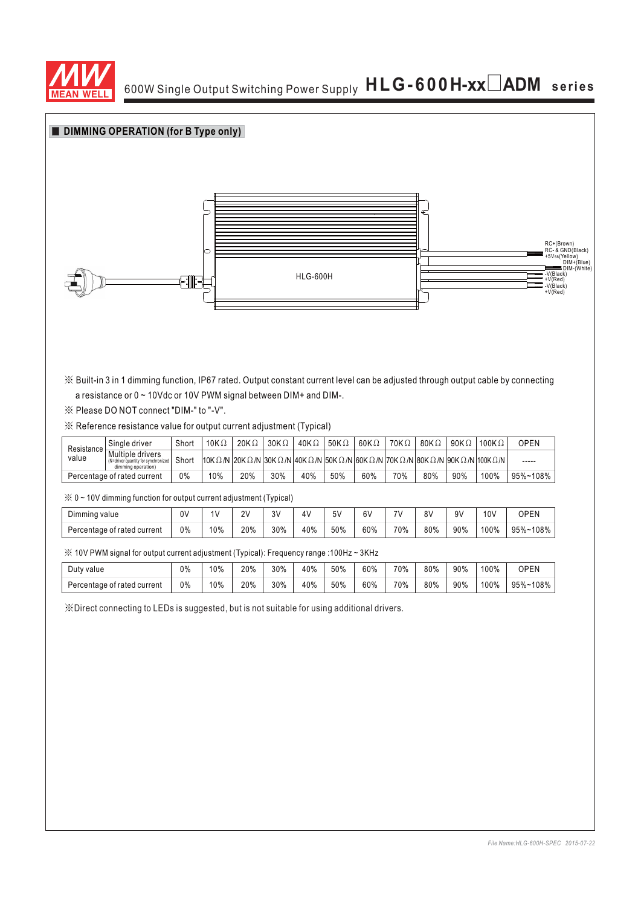## DIMMING OPERATION (for B Type only)

HLG-600H

RC+(Brown)
RC- & GND(Black)
+5Vsb(Yellow)
DIM+(Blue)
DIM-(White)
-V(Black)
+V(Red)
-V(Black)
+V(Red)

※ Built-in 3 in 1 dimming function, IP67 rated. Output constant current level can be adjusted through output cable by connecting a resistance or 0 ~ 10Vdc or 10V PWM signal between DIM+ and DIM-.

※ Please DO NOT connect "DIM-" to "-V".

※ Reference resistance value for output current adjustment (Typical)

| Resistance value | | | | | | | | | | | | | |
|---|---|---|---|---|---|---|---|---|---|---|---|---|---|
| Resistance value | Single driver | Short | 10KΩ | 20KΩ | 30KΩ | 40KΩ | 50KΩ | 60KΩ | 70KΩ | 80KΩ | 90KΩ | 100KΩ | OPEN |
| | Multiple drivers (N=driver quantity for synchronized dimming operation) | Short | 10KΩ/N | 20KΩ/N | 30KΩ/N | 40KΩ/N | 50KΩ/N | 60KΩ/N | 70KΩ/N | 80KΩ/N | 90KΩ/N | 100KΩ/N | ----- |
| Percentage of rated current | | 0% | 10% | 20% | 30% | 40% | 50% | 60% | 70% | 80% | 90% | 100% | 95%~108% |

※ 0 ~ 10V dimming function for output current adjustment (Typical)

| Dimming value | 0V | 1V | 2V | 3V | 4V | 5V | 6V | 7V | 8V | 9V | 10V | OPEN |
|---|---|---|---|---|---|---|---|---|---|---|---|---|
| Percentage of rated current | 0% | 10% | 20% | 30% | 40% | 50% | 60% | 70% | 80% | 90% | 100% | 95%~108% |

※ 10V PWM signal for output current adjustment (Typical): Frequency range :100Hz ~ 3KHz

| Duty value | 0% | 10% | 20% | 30% | 40% | 50% | 60% | 70% | 80% | 90% | 100% | OPEN |
|---|---|---|---|---|---|---|---|---|---|---|---|---|
| Percentage of rated current | 0% | 10% | 20% | 30% | 40% | 50% | 60% | 70% | 80% | 90% | 100% | 95%~108% |

※Direct connecting to LEDs is suggested, but is not suitable for using additional drivers.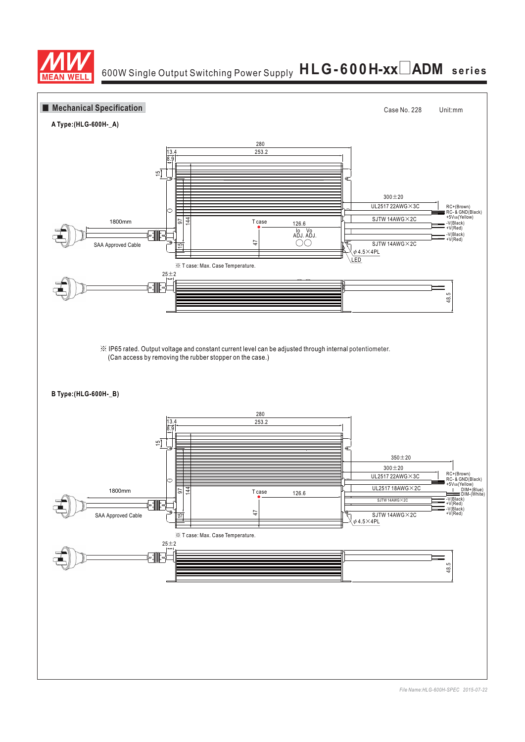## Mechanical Specification

Case No. 228 Unit:mm

**A Type:(HLG-600H-_A)**

280

253.2

13.4

8.9

15

97

144

15

47

T case

126.6

Io ADJ. Vo ADJ.

1800mm

SAA Approved Cable

300±20

UL2517 22AWG×3C

SJTW 14AWG×2C

SJTW 14AWG×2C

RC+(Brown)
RC- & GND(Black)
+5Vsb(Yellow)
-V(Black)
+V(Red)
-V(Black)
+V(Red)

ϕ4.5×4PL

LED

※ T case: Max. Case Temperature.

25±2

48.5

※ IP65 rated. Output voltage and constant current level can be adjusted through internal potentiometer.
(Can access by removing the rubber stopper on the case.)

**B Type:(HLG-600H-_B)**

280

253.2

13.4

8.9

15

97

144

15

47

T case

126.6

1800mm

SAA Approved Cable

350±20

300±20

UL2517 22AWG×3C

UL2517 18AWG×2C

SJTW 14AWG×2C

SJTW 14AWG×2C

RC+(Brown)
RC- & GND(Black)
+5Vsb(Yellow)
DIM+(Blue)
DIM-(White)
-V(Black)
+V(Red)
-V(Black)
+V(Red)

ϕ4.5×4PL

※ T case: Max. Case Temperature.

25±2

48.5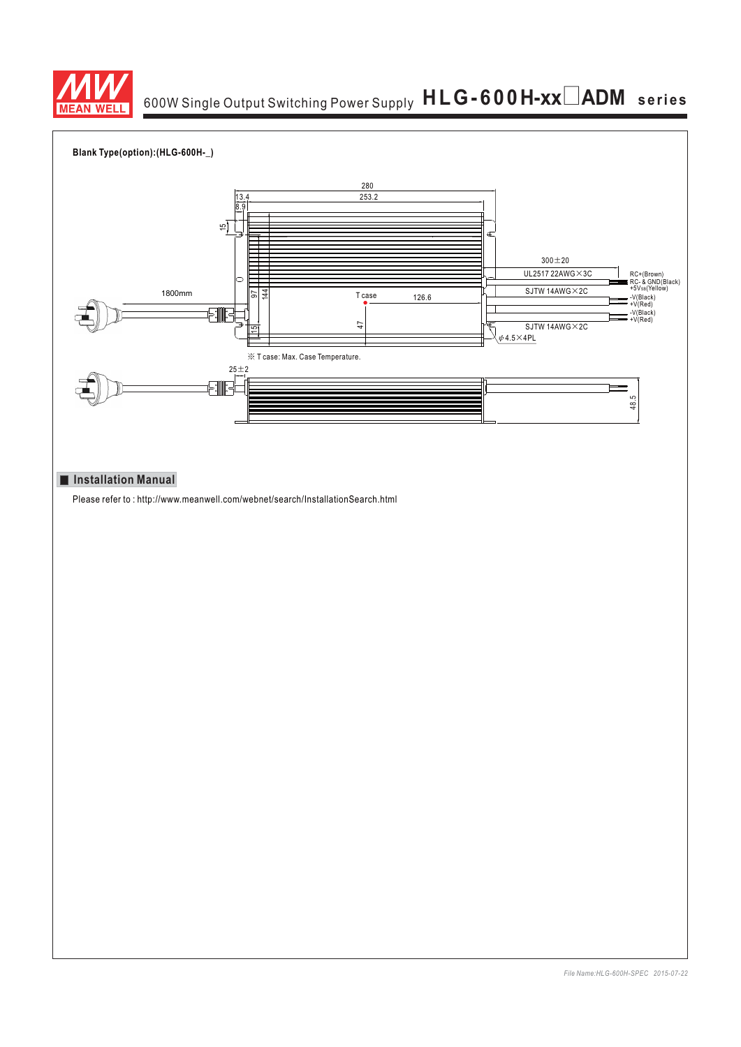**Blank Type(option):(HLG-600H-_)**

280

253.2

13.4

8.9

15

300±20

UL2517 22AWG×3C

RC+(Brown)
RC- & GND(Black)
+5Vsb(Yellow)

1800mm

SJTW 14AWG×2C

-V(Black)
+V(Red)
-V(Black)
+V(Red)

97

144

T case

126.6

47

15

SJTW 14AWG×2C

φ4.5×4PL

※ T case: Max. Case Temperature.

25±2

48.5

## Installation Manual

Please refer to : http://www.meanwell.com/webnet/search/InstallationSearch.html